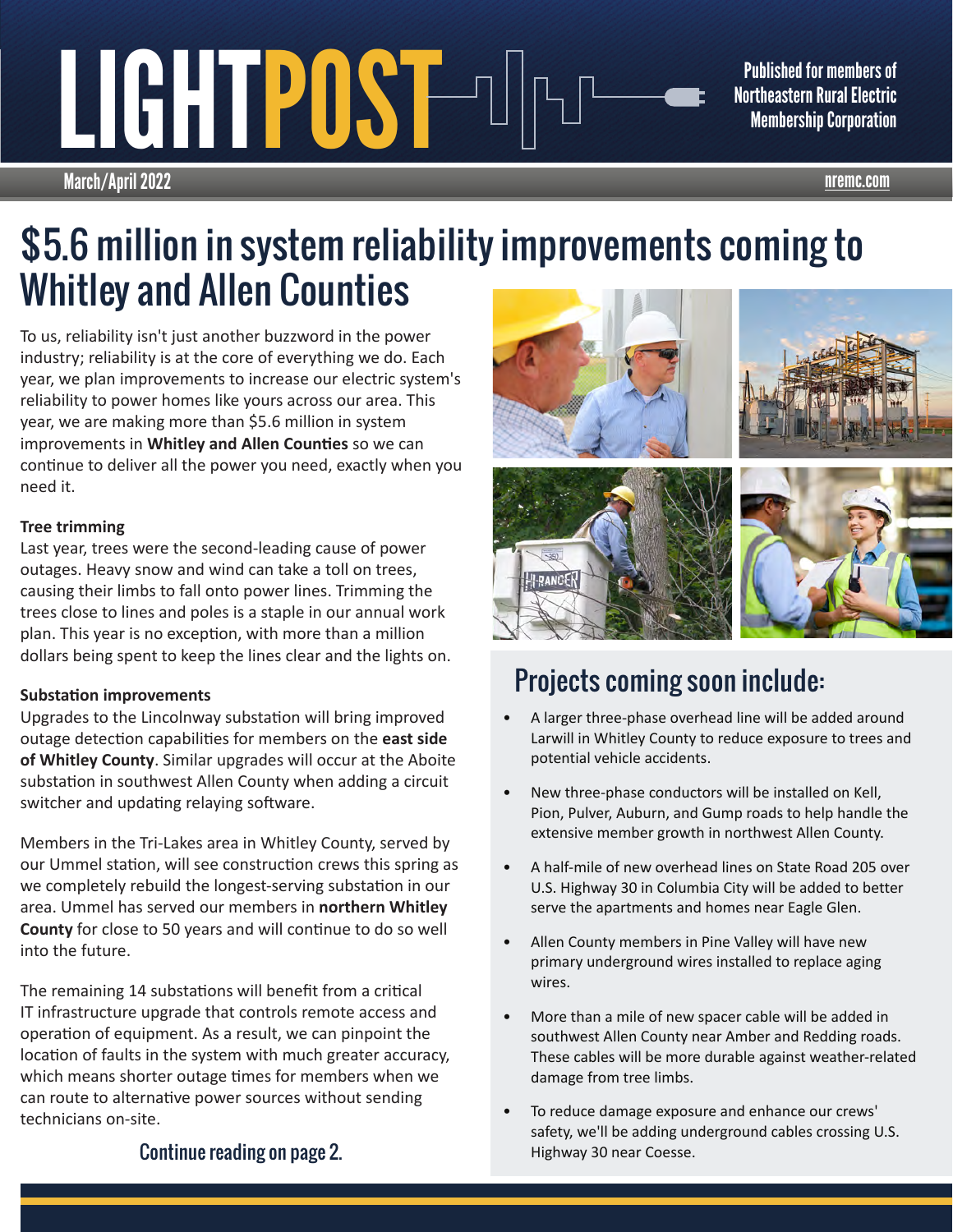# LIGHTPOST

Published for members of Northeastern Rural Electric Membership Corporation

March/April 2022

nremc.com

# $5.6 million in system reliability improvements coming to Whitley and Allen Counties

To us, reliability isn't just another buzzword in the power industry; reliability is at the core of everything we do. Each year, we plan improvements to increase our electric system's reliability to power homes like yours across our area. This year, we are making more than $5.6 million in system improvements in **Whitley and Allen Counties** so we can continue to deliver all the power you need, exactly when you need it.

**Tree trimming**
Last year, trees were the second-leading cause of power outages. Heavy snow and wind can take a toll on trees, causing their limbs to fall onto power lines. Trimming the trees close to lines and poles is a staple in our annual work plan. This year is no exception, with more than a million dollars being spent to keep the lines clear and the lights on.

**Substation improvements**
Upgrades to the Lincolnway substation will bring improved outage detection capabilities for members on the **east side of Whitley County**. Similar upgrades will occur at the Aboite substation in southwest Allen County when adding a circuit switcher and updating relaying software.

Members in the Tri-Lakes area in Whitley County, served by our Ummel station, will see construction crews this spring as we completely rebuild the longest-serving substation in our area. Ummel has served our members in **northern Whitley County** for close to 50 years and will continue to do so well into the future.

The remaining 14 substations will benefit from a critical IT infrastructure upgrade that controls remote access and operation of equipment. As a result, we can pinpoint the location of faults in the system with much greater accuracy, which means shorter outage times for members when we can route to alternative power sources without sending technicians on-site.

Continue reading on page 2.

## Projects coming soon include:

- A larger three-phase overhead line will be added around Larwill in Whitley County to reduce exposure to trees and potential vehicle accidents.
- New three-phase conductors will be installed on Kell, Pion, Pulver, Auburn, and Gump roads to help handle the extensive member growth in northwest Allen County.
- A half-mile of new overhead lines on State Road 205 over U.S. Highway 30 in Columbia City will be added to better serve the apartments and homes near Eagle Glen.
- Allen County members in Pine Valley will have new primary underground wires installed to replace aging wires.
- More than a mile of new spacer cable will be added in southwest Allen County near Amber and Redding roads. These cables will be more durable against weather-related damage from tree limbs.
- To reduce damage exposure and enhance our crews' safety, we'll be adding underground cables crossing U.S. Highway 30 near Coesse.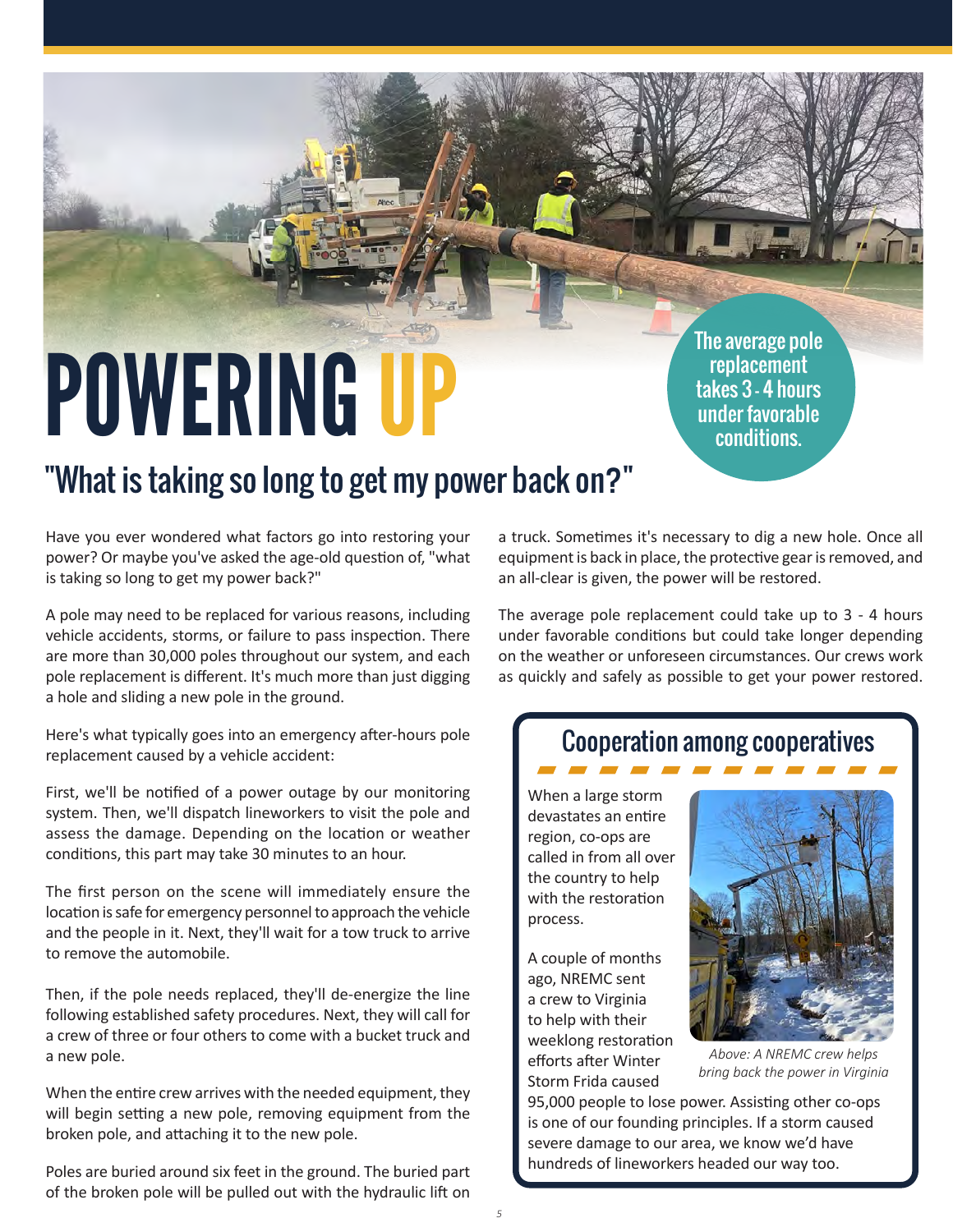# POWERING UP

The average pole replacement takes 3 - 4 hours under favorable conditions.

## "What is taking so long to get my power back on?"

Have you ever wondered what factors go into restoring your power? Or maybe you've asked the age-old question of, "what is taking so long to get my power back?"

A pole may need to be replaced for various reasons, including vehicle accidents, storms, or failure to pass inspection. There are more than 30,000 poles throughout our system, and each pole replacement is different. It's much more than just digging a hole and sliding a new pole in the ground.

Here's what typically goes into an emergency after-hours pole replacement caused by a vehicle accident:

First, we'll be notified of a power outage by our monitoring system. Then, we'll dispatch lineworkers to visit the pole and assess the damage. Depending on the location or weather conditions, this part may take 30 minutes to an hour.

The first person on the scene will immediately ensure the location is safe for emergency personnel to approach the vehicle and the people in it. Next, they'll wait for a tow truck to arrive to remove the automobile.

Then, if the pole needs replaced, they'll de-energize the line following established safety procedures. Next, they will call for a crew of three or four others to come with a bucket truck and a new pole.

When the entire crew arrives with the needed equipment, they will begin setting a new pole, removing equipment from the broken pole, and attaching it to the new pole.

Poles are buried around six feet in the ground. The buried part of the broken pole will be pulled out with the hydraulic lift on a truck. Sometimes it's necessary to dig a new hole. Once all equipment is back in place, the protective gear is removed, and an all-clear is given, the power will be restored.

The average pole replacement could take up to 3 - 4 hours under favorable conditions but could take longer depending on the weather or unforeseen circumstances. Our crews work as quickly and safely as possible to get your power restored.

### Cooperation among cooperatives

When a large storm devastates an entire region, co-ops are called in from all over the country to help with the restoration process.

A couple of months ago, NREMC sent a crew to Virginia to help with their weeklong restoration efforts after Winter Storm Frida caused 95,000 people to lose power. Assisting other co-ops is one of our founding principles. If a storm caused severe damage to our area, we know we'd have hundreds of lineworkers headed our way too.

*Above: A NREMC crew helps bring back the power in Virginia*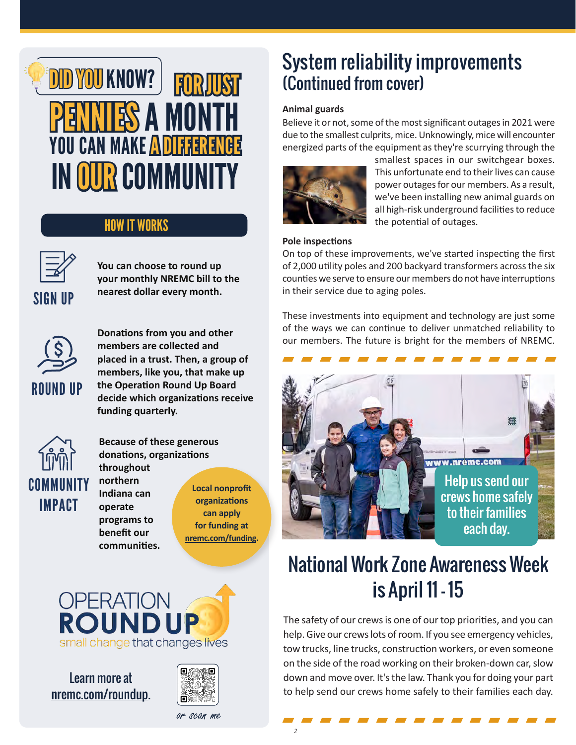## DID YOU KNOW? FOR JUST PENNIES A MONTH YOU CAN MAKE A DIFFERENCE IN OUR COMMUNITY

### HOW IT WORKS

**SIGN UP**

**You can choose to round up your monthly NREMC bill to the nearest dollar every month.**

**ROUND UP**

**Donations from you and other members are collected and placed in a trust. Then, a group of members, like you, that make up the Operation Round Up Board decide which organizations receive funding quarterly.**

**COMMUNITY IMPACT**

**Because of these generous donations, organizations throughout northern Indiana can operate programs to benefit our communities.**

**Local nonprofit organizations can apply for funding at nremc.com/funding.**

OPERATION ROUND UP
small change that changes lives

Learn more at nremc.com/roundup.

or scan me

# System reliability improvements (Continued from cover)

**Animal guards**

Believe it or not, some of the most significant outages in 2021 were due to the smallest culprits, mice. Unknowingly, mice will encounter energized parts of the equipment as they're scurrying through the smallest spaces in our switchgear boxes. This unfortunate end to their lives can cause power outages for our members. As a result, we've been installing new animal guards on all high-risk underground facilities to reduce the potential of outages.

**Pole inspections**

On top of these improvements, we've started inspecting the first of 2,000 utility poles and 200 backyard transformers across the six counties we serve to ensure our members do not have interruptions in their service due to aging poles.

These investments into equipment and technology are just some of the ways we can continue to deliver unmatched reliability to our members. The future is bright for the members of NREMC.

Help us send our crews home safely to their families each day.

# National Work Zone Awareness Week is April 11 - 15

The safety of our crews is one of our top priorities, and you can help. Give our crews lots of room. If you see emergency vehicles, tow trucks, line trucks, construction workers, or even someone on the side of the road working on their broken-down car, slow down and move over. It's the law. Thank you for doing your part to help send our crews home safely to their families each day.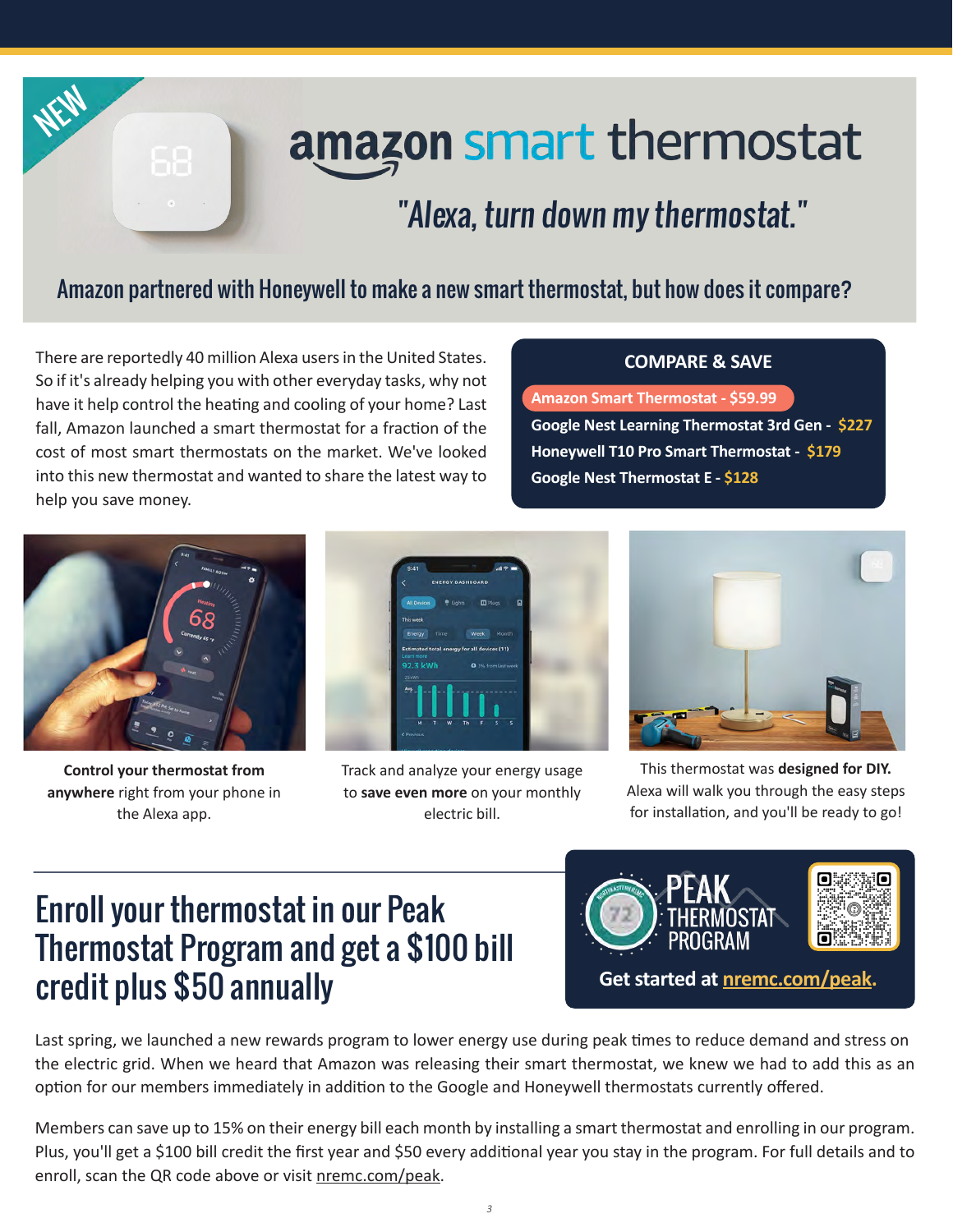NEW

# amazon smart thermostat

*"Alexa, turn down my thermostat."*

## Amazon partnered with Honeywell to make a new smart thermostat, but how does it compare?

There are reportedly 40 million Alexa users in the United States. So if it's already helping you with other everyday tasks, why not have it help control the heating and cooling of your home? Last fall, Amazon launched a smart thermostat for a fraction of the cost of most smart thermostats on the market. We've looked into this new thermostat and wanted to share the latest way to help you save money.

### COMPARE & SAVE

- **Amazon Smart Thermostat - $59.99**
- **Google Nest Learning Thermostat 3rd Gen - $227**
- **Honeywell T10 Pro Smart Thermostat - $179**
- **Google Nest Thermostat E - $128**

**Control your thermostat from anywhere** right from your phone in the Alexa app.

Track and analyze your energy usage to **save even more** on your monthly electric bill.

This thermostat was **designed for DIY.** Alexa will walk you through the easy steps for installation, and you'll be ready to go!

## Enroll your thermostat in our Peak Thermostat Program and get a $100 bill credit plus $50 annually

PEAK THERMOSTAT PROGRAM

**Get started at nremc.com/peak.**

Last spring, we launched a new rewards program to lower energy use during peak times to reduce demand and stress on the electric grid. When we heard that Amazon was releasing their smart thermostat, we knew we had to add this as an option for our members immediately in addition to the Google and Honeywell thermostats currently offered.

Members can save up to 15% on their energy bill each month by installing a smart thermostat and enrolling in our program. Plus, you'll get a $100 bill credit the first year and $50 every additional year you stay in the program. For full details and to enroll, scan the QR code above or visit nremc.com/peak.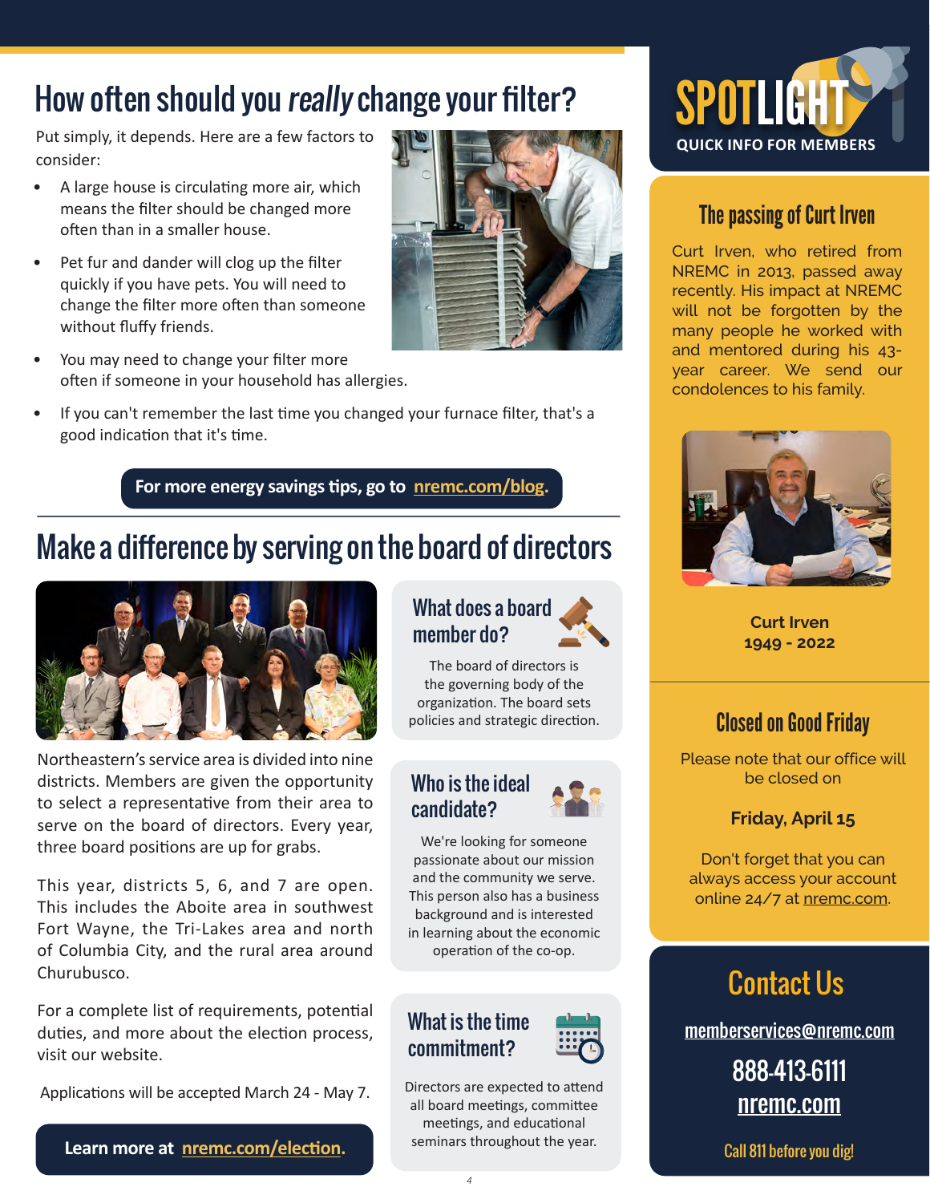# How often should you *really* change your filter?

Put simply, it depends. Here are a few factors to consider:

- A large house is circulating more air, which means the filter should be changed more often than in a smaller house.
- Pet fur and dander will clog up the filter quickly if you have pets. You will need to change the filter more often than someone without fluffy friends.
- You may need to change your filter more often if someone in your household has allergies.
- If you can't remember the last time you changed your furnace filter, that's a good indication that it's time.

**For more energy savings tips, go to nremc.com/blog.**

# Make a difference by serving on the board of directors

Northeastern's service area is divided into nine districts. Members are given the opportunity to select a representative from their area to serve on the board of directors. Every year, three board positions are up for grabs.

This year, districts 5, 6, and 7 are open. This includes the Aboite area in southwest Fort Wayne, the Tri-Lakes area and north of Columbia City, and the rural area around Churubusco.

For a complete list of requirements, potential duties, and more about the election process, visit our website.

Applications will be accepted March 24 - May 7.

**Learn more at nremc.com/election.**

## What does a board member do?

The board of directors is the governing body of the organization. The board sets policies and strategic direction.

## Who is the ideal candidate?

We're looking for someone passionate about our mission and the community we serve. This person also has a business background and is interested in learning about the economic operation of the co-op.

## What is the time commitment?

Directors are expected to attend all board meetings, committee meetings, and educational seminars throughout the year.

# SPOTLIGHT

QUICK INFO FOR MEMBERS

## The passing of Curt Irven

Curt Irven, who retired from NREMC in 2013, passed away recently. His impact at NREMC will not be forgotten by the many people he worked with and mentored during his 43-year career. We send our condolences to his family.

**Curt Irven**
**1949 - 2022**

## Closed on Good Friday

Please note that our office will be closed on

**Friday, April 15**

Don't forget that you can always access your account online 24/7 at nremc.com.

## Contact Us

memberservices@nremc.com

888-413-6111

nremc.com

Call 811 before you dig!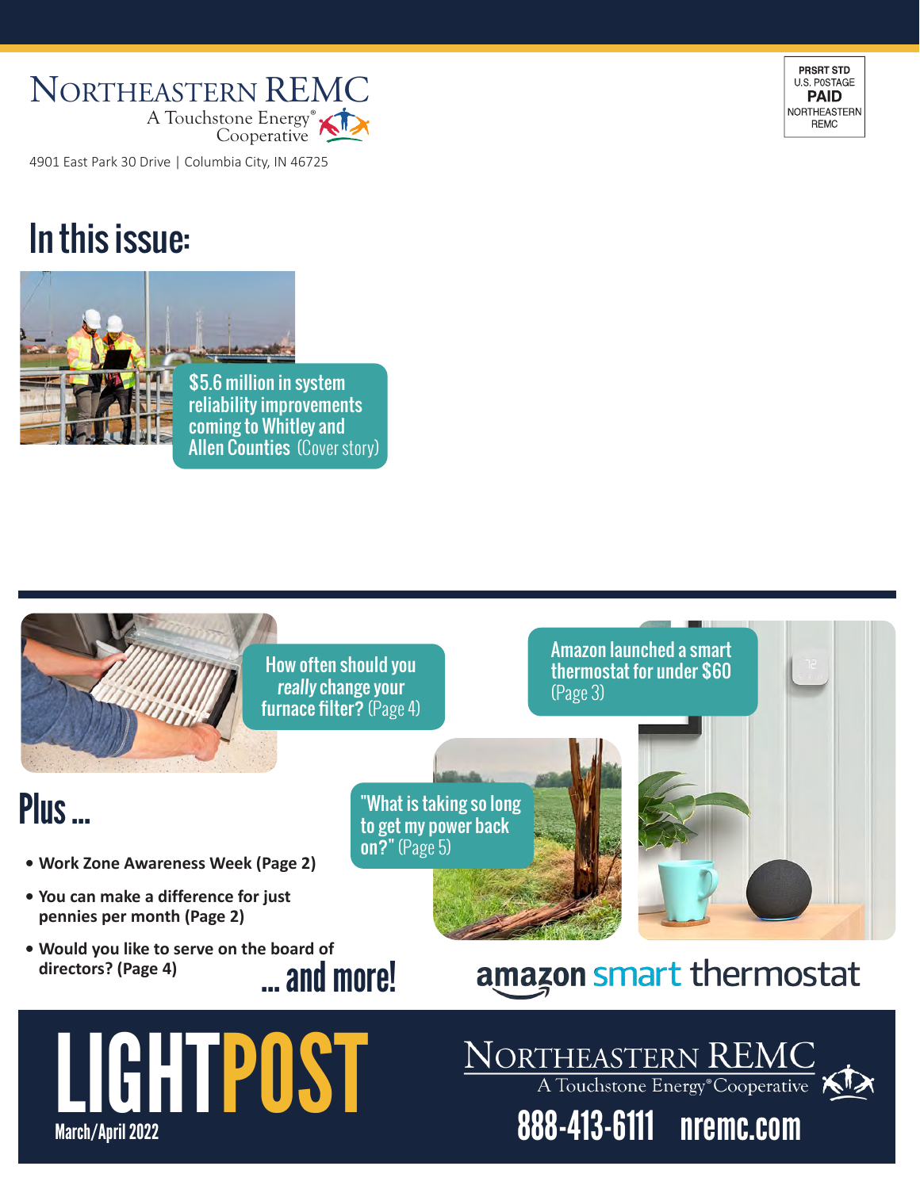NORTHEASTERN REMC
A Touchstone Energy® Cooperative

4901 East Park 30 Drive | Columbia City, IN 46725

PRSRT STD
U.S. POSTAGE
**PAID**
NORTHEASTERN REMC

# In this issue:

**$5.6 million in system reliability improvements coming to Whitley and Allen Counties** (Cover story)

**How often should you *really* change your furnace filter?** (Page 4)

**Amazon launched a smart thermostat for under $60** (Page 3)

**"What is taking so long to get my power back on?"** (Page 5)

## Plus ...

- **Work Zone Awareness Week (Page 2)**
- **You can make a difference for just pennies per month (Page 2)**
- **Would you like to serve on the board of directors? (Page 4)**

**... and more!**

amazon smart thermostat

# LIGHTPOST

March/April 2022

NORTHEASTERN REMC
A Touchstone Energy® Cooperative

888-413-6111 nremc.com